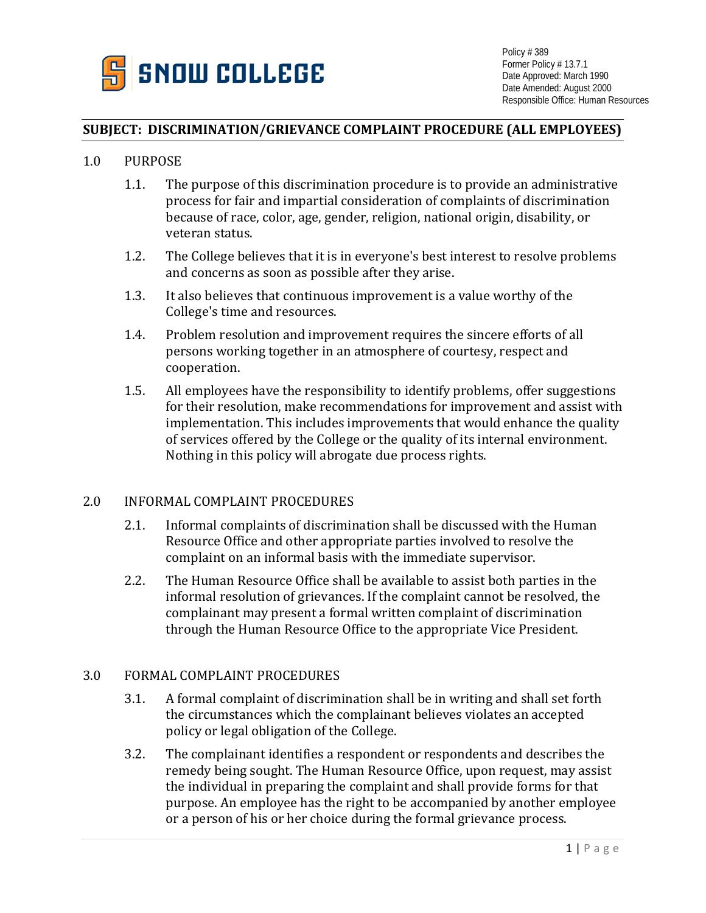SNOW COLLEGE

Policy # 389
Former Policy # 13.7.1
Date Approved: March 1990
Date Amended: August 2000
Responsible Office: Human Resources

## SUBJECT: DISCRIMINATION/GRIEVANCE COMPLAINT PROCEDURE (ALL EMPLOYEES)

### 1.0 PURPOSE

1.1. The purpose of this discrimination procedure is to provide an administrative process for fair and impartial consideration of complaints of discrimination because of race, color, age, gender, religion, national origin, disability, or veteran status.

1.2. The College believes that it is in everyone's best interest to resolve problems and concerns as soon as possible after they arise.

1.3. It also believes that continuous improvement is a value worthy of the College's time and resources.

1.4. Problem resolution and improvement requires the sincere efforts of all persons working together in an atmosphere of courtesy, respect and cooperation.

1.5. All employees have the responsibility to identify problems, offer suggestions for their resolution, make recommendations for improvement and assist with implementation. This includes improvements that would enhance the quality of services offered by the College or the quality of its internal environment. Nothing in this policy will abrogate due process rights.

### 2.0 INFORMAL COMPLAINT PROCEDURES

2.1. Informal complaints of discrimination shall be discussed with the Human Resource Office and other appropriate parties involved to resolve the complaint on an informal basis with the immediate supervisor.

2.2. The Human Resource Office shall be available to assist both parties in the informal resolution of grievances. If the complaint cannot be resolved, the complainant may present a formal written complaint of discrimination through the Human Resource Office to the appropriate Vice President.

### 3.0 FORMAL COMPLAINT PROCEDURES

3.1. A formal complaint of discrimination shall be in writing and shall set forth the circumstances which the complainant believes violates an accepted policy or legal obligation of the College.

3.2. The complainant identifies a respondent or respondents and describes the remedy being sought. The Human Resource Office, upon request, may assist the individual in preparing the complaint and shall provide forms for that purpose. An employee has the right to be accompanied by another employee or a person of his or her choice during the formal grievance process.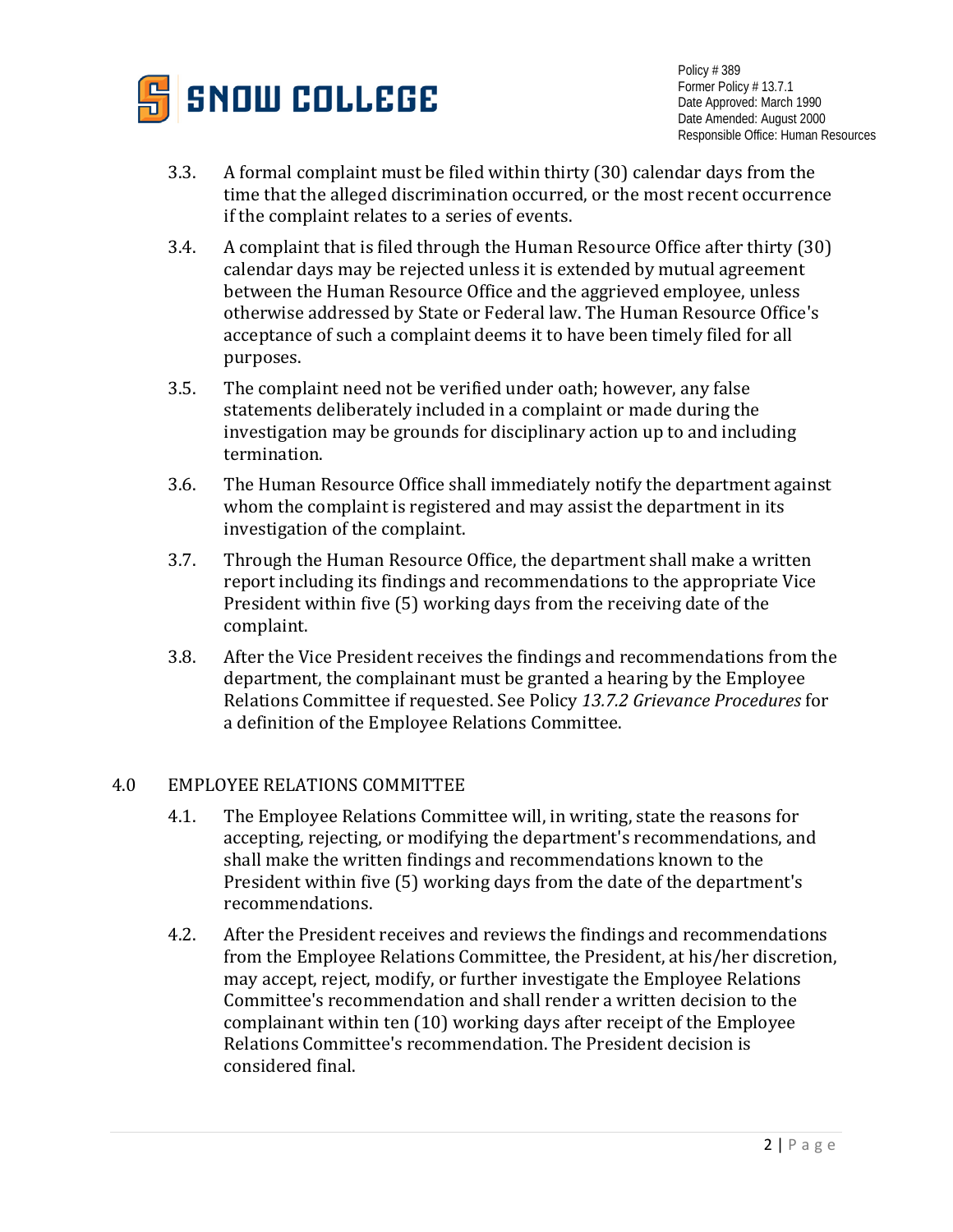3.3. A formal complaint must be filed within thirty (30) calendar days from the time that the alleged discrimination occurred, or the most recent occurrence if the complaint relates to a series of events.

3.4. A complaint that is filed through the Human Resource Office after thirty (30) calendar days may be rejected unless it is extended by mutual agreement between the Human Resource Office and the aggrieved employee, unless otherwise addressed by State or Federal law. The Human Resource Office's acceptance of such a complaint deems it to have been timely filed for all purposes.

3.5. The complaint need not be verified under oath; however, any false statements deliberately included in a complaint or made during the investigation may be grounds for disciplinary action up to and including termination.

3.6. The Human Resource Office shall immediately notify the department against whom the complaint is registered and may assist the department in its investigation of the complaint.

3.7. Through the Human Resource Office, the department shall make a written report including its findings and recommendations to the appropriate Vice President within five (5) working days from the receiving date of the complaint.

3.8. After the Vice President receives the findings and recommendations from the department, the complainant must be granted a hearing by the Employee Relations Committee if requested. See Policy *13.7.2 Grievance Procedures* for a definition of the Employee Relations Committee.

## 4.0 EMPLOYEE RELATIONS COMMITTEE

4.1. The Employee Relations Committee will, in writing, state the reasons for accepting, rejecting, or modifying the department's recommendations, and shall make the written findings and recommendations known to the President within five (5) working days from the date of the department's recommendations.

4.2. After the President receives and reviews the findings and recommendations from the Employee Relations Committee, the President, at his/her discretion, may accept, reject, modify, or further investigate the Employee Relations Committee's recommendation and shall render a written decision to the complainant within ten (10) working days after receipt of the Employee Relations Committee's recommendation. The President decision is considered final.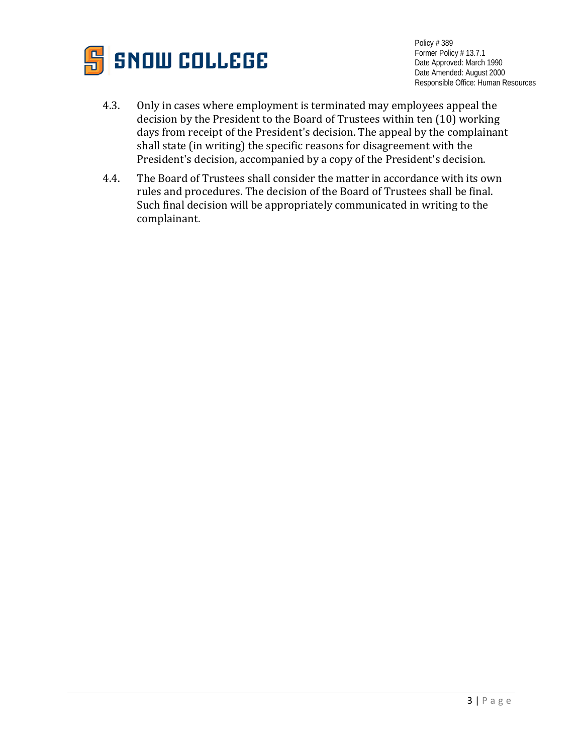4.3. Only in cases where employment is terminated may employees appeal the decision by the President to the Board of Trustees within ten (10) working days from receipt of the President's decision. The appeal by the complainant shall state (in writing) the specific reasons for disagreement with the President's decision, accompanied by a copy of the President's decision.

4.4. The Board of Trustees shall consider the matter in accordance with its own rules and procedures. The decision of the Board of Trustees shall be final. Such final decision will be appropriately communicated in writing to the complainant.